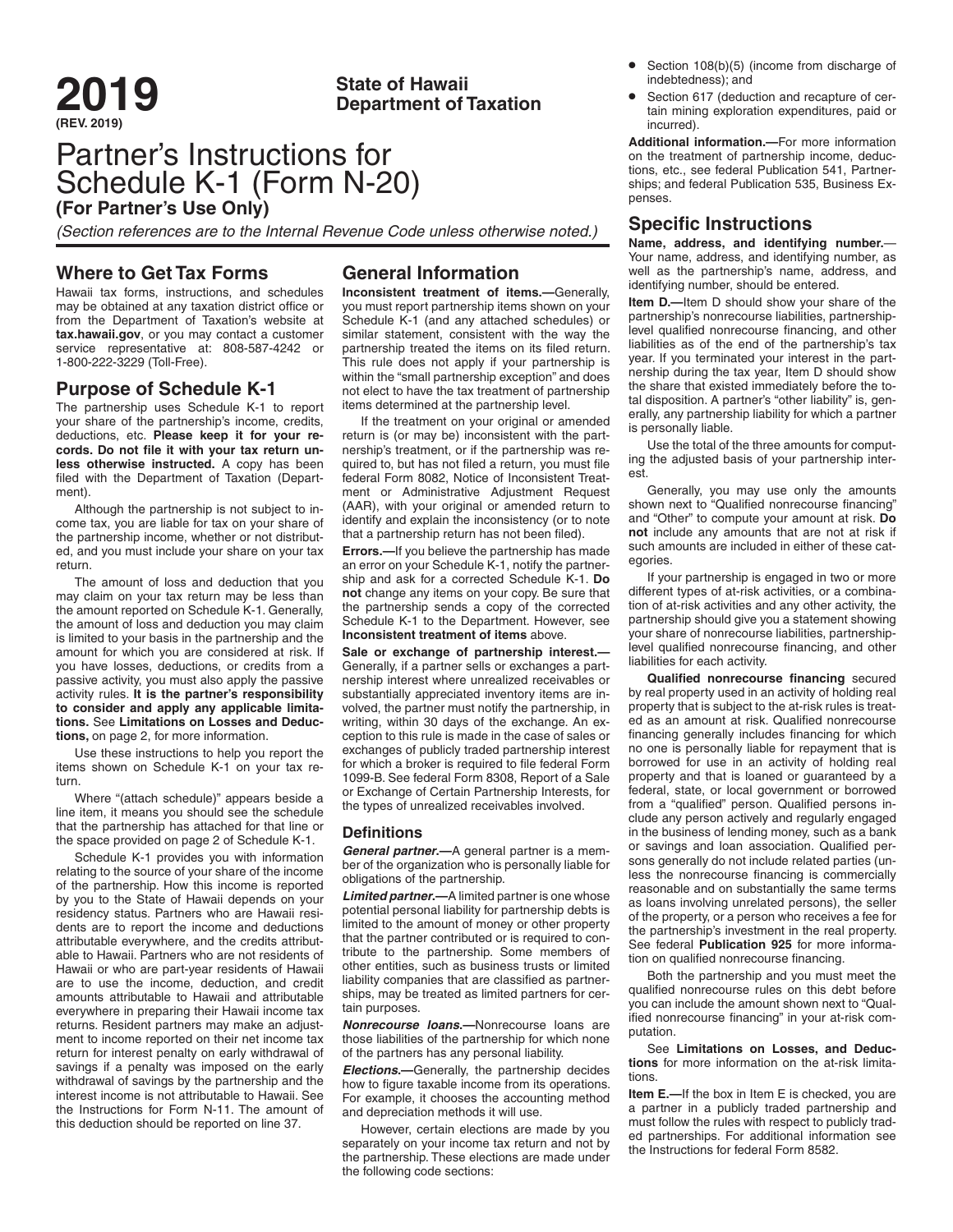# 2019

**(REV. 2019)**

**State of Hawaii Department of Taxation**

# Partner's Instructions for Schedule K-1 (Form N-20)

**(For Partner's Use Only)**

*(Section references are to the Internal Revenue Code unless otherwise noted.)*

## Where to Get Tax Forms

Hawaii tax forms, instructions, and schedules may be obtained at any taxation district office or from the Department of Taxation's website at **tax.hawaii.gov**, or you may contact a customer service representative at: 808-587-4242 or 1-800-222-3229 (Toll-Free).

## Purpose of Schedule K-1

The partnership uses Schedule K-1 to report your share of the partnership's income, credits, deductions, etc. **Please keep it for your records. Do not file it with your tax return unless otherwise instructed.** A copy has been filed with the Department of Taxation (Department).

Although the partnership is not subject to income tax, you are liable for tax on your share of the partnership income, whether or not distributed, and you must include your share on your tax return.

The amount of loss and deduction that you may claim on your tax return may be less than the amount reported on Schedule K-1. Generally, the amount of loss and deduction you may claim is limited to your basis in the partnership and the amount for which you are considered at risk. If you have losses, deductions, or credits from a passive activity, you must also apply the passive activity rules. **It is the partner's responsibility to consider and apply any applicable limitations.** See **Limitations on Losses and Deductions,** on page 2, for more information.

Use these instructions to help you report the items shown on Schedule K-1 on your tax return.

Where "(attach schedule)" appears beside a line item, it means you should see the schedule that the partnership has attached for that line or the space provided on page 2 of Schedule K-1.

Schedule K-1 provides you with information relating to the source of your share of the income of the partnership. How this income is reported by you to the State of Hawaii depends on your residency status. Partners who are Hawaii residents are to report the income and deductions attributable everywhere, and the credits attributable to Hawaii. Partners who are not residents of Hawaii or who are part-year residents of Hawaii are to use the income, deduction, and credit amounts attributable to Hawaii and attributable everywhere in preparing their Hawaii income tax returns. Resident partners may make an adjustment to income reported on their net income tax return for interest penalty on early withdrawal of savings if a penalty was imposed on the early withdrawal of savings by the partnership and the interest income is not attributable to Hawaii. See the Instructions for Form N-11. The amount of this deduction should be reported on line 37.

## General Information

**Inconsistent treatment of items.—**Generally, you must report partnership items shown on your Schedule K-1 (and any attached schedules) or similar statement, consistent with the way the partnership treated the items on its filed return. This rule does not apply if your partnership is within the "small partnership exception" and does not elect to have the tax treatment of partnership items determined at the partnership level.

If the treatment on your original or amended return is (or may be) inconsistent with the partnership's treatment, or if the partnership was required to, but has not filed a return, you must file federal Form 8082, Notice of Inconsistent Treatment or Administrative Adjustment Request (AAR), with your original or amended return to identify and explain the inconsistency (or to note that a partnership return has not been filed).

**Errors.—**If you believe the partnership has made an error on your Schedule K-1, notify the partnership and ask for a corrected Schedule K-1. **Do not** change any items on your copy. Be sure that the partnership sends a copy of the corrected Schedule K-1 to the Department. However, see **Inconsistent treatment of items** above.

**Sale or exchange of partnership interest.—**Generally, if a partner sells or exchanges a partnership interest where unrealized receivables or substantially appreciated inventory items are involved, the partner must notify the partnership, in writing, within 30 days of the exchange. An exception to this rule is made in the case of sales or exchanges of publicly traded partnership interest for which a broker is required to file federal Form 1099-B. See federal Form 8308, Report of a Sale or Exchange of Certain Partnership Interests, for the types of unrealized receivables involved.

### Definitions

***General partner.—***A general partner is a member of the organization who is personally liable for obligations of the partnership.

***Limited partner.—***A limited partner is one whose potential personal liability for partnership debts is limited to the amount of money or other property that the partner contributed or is required to contribute to the partnership. Some members of other entities, such as business trusts or limited liability companies that are classified as partnerships, may be treated as limited partners for certain tax purposes.

***Nonrecourse loans.—***Nonrecourse loans are those liabilities of the partnership for which none of the partners has any personal liability.

***Elections.—***Generally, the partnership decides how to figure taxable income from its operations. For example, it chooses the accounting method and depreciation methods it will use.

However, certain elections are made by you separately on your income tax return and not by the partnership. These elections are made under the following code sections:

- Section 108(b)(5) (income from discharge of indebtedness); and
- Section 617 (deduction and recapture of certain mining exploration expenditures, paid or incurred).

**Additional information.—**For more information on the treatment of partnership income, deductions, etc., see federal Publication 541, Partnerships; and federal Publication 535, Business Expenses.

## Specific Instructions

**Name, address, and identifying number.—** Your name, address, and identifying number, as well as the partnership's name, address, and identifying number, should be entered.

**Item D.—**Item D should show your share of the partnership's nonrecourse liabilities, partnership-level qualified nonrecourse financing, and other liabilities as of the end of the partnership's tax year. If you terminated your interest in the partnership during the tax year, Item D should show the share that existed immediately before the total disposition. A partner's "other liability" is, generally, any partnership liability for which a partner is personally liable.

Use the total of the three amounts for computing the adjusted basis of your partnership interest.

Generally, you may use only the amounts shown next to "Qualified nonrecourse financing" and "Other" to compute your amount at risk. **Do not** include any amounts that are not at risk if such amounts are included in either of these categories.

If your partnership is engaged in two or more different types of at-risk activities, or a combination of at-risk activities and any other activity, the partnership should give you a statement showing your share of nonrecourse liabilities, partnership-level qualified nonrecourse financing, and other liabilities for each activity.

**Qualified nonrecourse financing** secured by real property used in an activity of holding real property that is subject to the at-risk rules is treated as an amount at risk. Qualified nonrecourse financing generally includes financing for which no one is personally liable for repayment that is borrowed for use in an activity of holding real property and that is loaned or guaranteed by a federal, state, or local government or borrowed from a "qualified" person. Qualified persons include any person actively and regularly engaged in the business of lending money, such as a bank or savings and loan association. Qualified persons generally do not include related parties (unless the nonrecourse financing is commercially reasonable and on substantially the same terms as loans involving unrelated persons), the seller of the property, or a person who receives a fee for the partnership's investment in the real property. See federal **Publication 925** for more information on qualified nonrecourse financing.

Both the partnership and you must meet the qualified nonrecourse rules on this debt before you can include the amount shown next to "Qualified nonrecourse financing" in your at-risk computation.

See **Limitations on Losses, and Deductions** for more information on the at-risk limitations.

**Item E.—**If the box in Item E is checked, you are a partner in a publicly traded partnership and must follow the rules with respect to publicly traded partnerships. For additional information see the Instructions for federal Form 8582.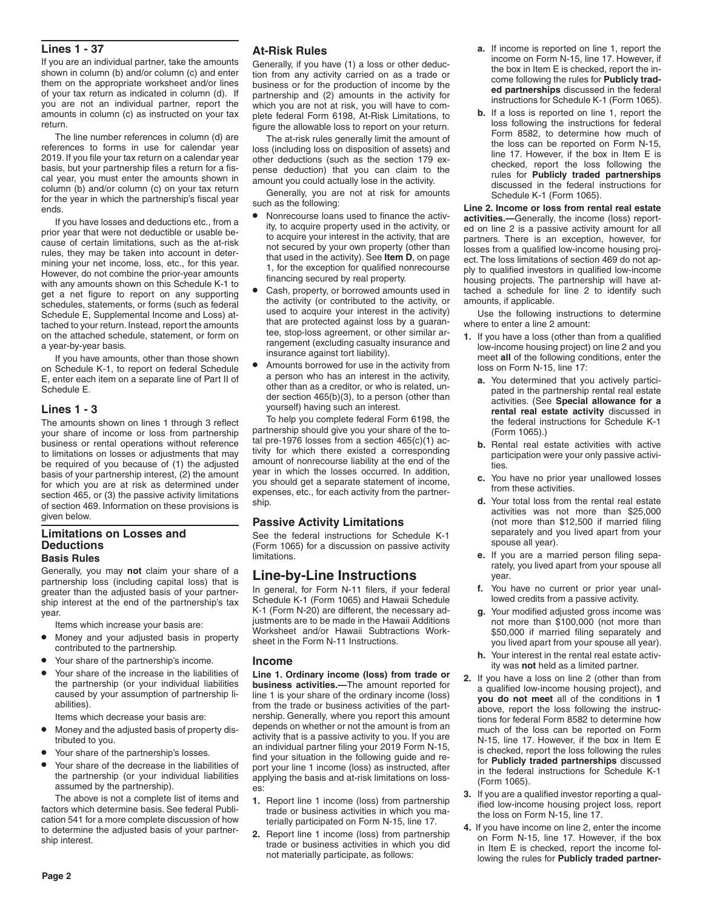## Lines 1 - 37

If you are an individual partner, take the amounts shown in column (b) and/or column (c) and enter them on the appropriate worksheet and/or lines of your tax return as indicated in column (d). If you are not an individual partner, report the amounts in column (c) as instructed on your tax return.

The line number references in column (d) are references to forms in use for calendar year 2019. If you file your tax return on a calendar year basis, but your partnership files a return for a fiscal year, you must enter the amounts shown in column (b) and/or column (c) on your tax return for the year in which the partnership's fiscal year ends.

If you have losses and deductions etc., from a prior year that were not deductible or usable because of certain limitations, such as the at-risk rules, they may be taken into account in determining your net income, loss, etc., for this year. However, do not combine the prior-year amounts with any amounts shown on this Schedule K-1 to get a net figure to report on any supporting schedules, statements, or forms (such as federal Schedule E, Supplemental Income and Loss) attached to your return. Instead, report the amounts on the attached schedule, statement, or form on a year-by-year basis.

If you have amounts, other than those shown on Schedule K-1, to report on federal Schedule E, enter each item on a separate line of Part II of Schedule E.

## Lines 1 - 3

The amounts shown on lines 1 through 3 reflect your share of income or loss from partnership business or rental operations without reference to limitations on losses or adjustments that may be required of you because of (1) the adjusted basis of your partnership interest, (2) the amount for which you are at risk as determined under section 465, or (3) the passive activity limitations of section 469. Information on these provisions is given below.

## Limitations on Losses and Deductions

### Basis Rules

Generally, you may **not** claim your share of a partnership loss (including capital loss) that is greater than the adjusted basis of your partnership interest at the end of the partnership's tax year.

Items which increase your basis are:

- Money and your adjusted basis in property contributed to the partnership.
- Your share of the partnership's income.
- Your share of the increase in the liabilities of the partnership (or your individual liabilities caused by your assumption of partnership liabilities).

Items which decrease your basis are:

- Money and the adjusted basis of property distributed to you.
- Your share of the partnership's losses.
- Your share of the decrease in the liabilities of the partnership (or your individual liabilities assumed by the partnership).

The above is not a complete list of items and factors which determine basis. See federal Publication 541 for a more complete discussion of how to determine the adjusted basis of your partnership interest.

### At-Risk Rules

Generally, if you have (1) a loss or other deduction from any activity carried on as a trade or business or for the production of income by the partnership and (2) amounts in the activity for which you are not at risk, you will have to complete federal Form 6198, At-Risk Limitations, to figure the allowable loss to report on your return.

The at-risk rules generally limit the amount of loss (including loss on disposition of assets) and other deductions (such as the section 179 expense deduction) that you can claim to the amount you could actually lose in the activity.

Generally, you are not at risk for amounts such as the following:

- Nonrecourse loans used to finance the activity, to acquire property used in the activity, or to acquire your interest in the activity, that are not secured by your own property (other than that used in the activity). See **Item D**, on page 1, for the exception for qualified nonrecourse financing secured by real property.
- Cash, property, or borrowed amounts used in the activity (or contributed to the activity, or used to acquire your interest in the activity) that are protected against loss by a guarantee, stop-loss agreement, or other similar arrangement (excluding casualty insurance and insurance against tort liability).
- Amounts borrowed for use in the activity from a person who has an interest in the activity, other than as a creditor, or who is related, under section 465(b)(3), to a person (other than yourself) having such an interest.

To help you complete federal Form 6198, the partnership should give you your share of the total pre-1976 losses from a section 465(c)(1) activity for which there existed a corresponding amount of nonrecourse liability at the end of the year in which the losses occurred. In addition, you should get a separate statement of income, expenses, etc., for each activity from the partnership.

### Passive Activity Limitations

See the federal instructions for Schedule K-1 (Form 1065) for a discussion on passive activity limitations.

# Line-by-Line Instructions

In general, for Form N-11 filers, if your federal Schedule K-1 (Form 1065) and Hawaii Schedule K-1 (Form N-20) are different, the necessary adjustments are to be made in the Hawaii Additions Worksheet and/or Hawaii Subtractions Worksheet in the Form N-11 Instructions.

## Income

**Line 1. Ordinary income (loss) from trade or business activities.—** The amount reported for line 1 is your share of the ordinary income (loss) from the trade or business activities of the partnership. Generally, where you report this amount depends on whether or not the amount is from an activity that is a passive activity to you. If you are an individual partner filing your 2019 Form N-15, find your situation in the following guide and report your line 1 income (loss) as instructed, after applying the basis and at-risk limitations on losses:

1. Report line 1 income (loss) from partnership trade or business activities in which you materially participated on Form N-15, line 17.
2. Report line 1 income (loss) from partnership trade or business activities in which you did not materially participate, as follows:
   - **a.** If income is reported on line 1, report the income on Form N-15, line 17. However, if the box in Item E is checked, report the income following the rules for **Publicly traded partnerships** discussed in the federal instructions for Schedule K-1 (Form 1065).
   - **b.** If a loss is reported on line 1, report the loss following the instructions for federal Form 8582, to determine how much of the loss can be reported on Form N-15, line 17. However, if the box in Item E is checked, report the loss following the rules for **Publicly traded partnerships** discussed in the federal instructions for Schedule K-1 (Form 1065).

**Line 2. Income or loss from rental real estate activities.—** Generally, the income (loss) reported on line 2 is a passive activity amount for all partners. There is an exception, however, for losses from a qualified low-income housing project. The loss limitations of section 469 do not apply to qualified investors in qualified low-income housing projects. The partnership will have attached a schedule for line 2 to identify such amounts, if applicable.

Use the following instructions to determine where to enter a line 2 amount:

1. If you have a loss (other than from a qualified low-income housing project) on line 2 and you meet **all** of the following conditions, enter the loss on Form N-15, line 17:
   - **a.** You determined that you actively participated in the partnership rental real estate activities. (See **Special allowance for a rental real estate activity** discussed in the federal instructions for Schedule K-1 (Form 1065).)
   - **b.** Rental real estate activities with active participation were your only passive activities.
   - **c.** You have no prior year unallowed losses from these activities.
   - **d.** Your total loss from the rental real estate activities was not more than $25,000 (not more than $12,500 if married filing separately and you lived apart from your spouse all year).
   - **e.** If you are a married person filing separately, you lived apart from your spouse all year.
   - **f.** You have no current or prior year unallowed credits from a passive activity.
   - **g.** Your modified adjusted gross income was not more than $100,000 (not more than $50,000 if married filing separately and you lived apart from your spouse all year).
   - **h.** Your interest in the rental real estate activity was **not** held as a limited partner.
2. If you have a loss on line 2 (other than from a qualified low-income housing project), and **you do not meet** all of the conditions in **1** above, report the loss following the instructions for federal Form 8582 to determine how much of the loss can be reported on Form N-15, line 17. However, if the box in Item E is checked, report the loss following the rules for **Publicly traded partnerships** discussed in the federal instructions for Schedule K-1 (Form 1065).
3. If you are a qualified investor reporting a qualified low-income housing project loss, report the loss on Form N-15, line 17.
4. If you have income on line 2, enter the income on Form N-15, line 17. However, if the box in Item E is checked, report the income following the rules for **Publicly traded partner-**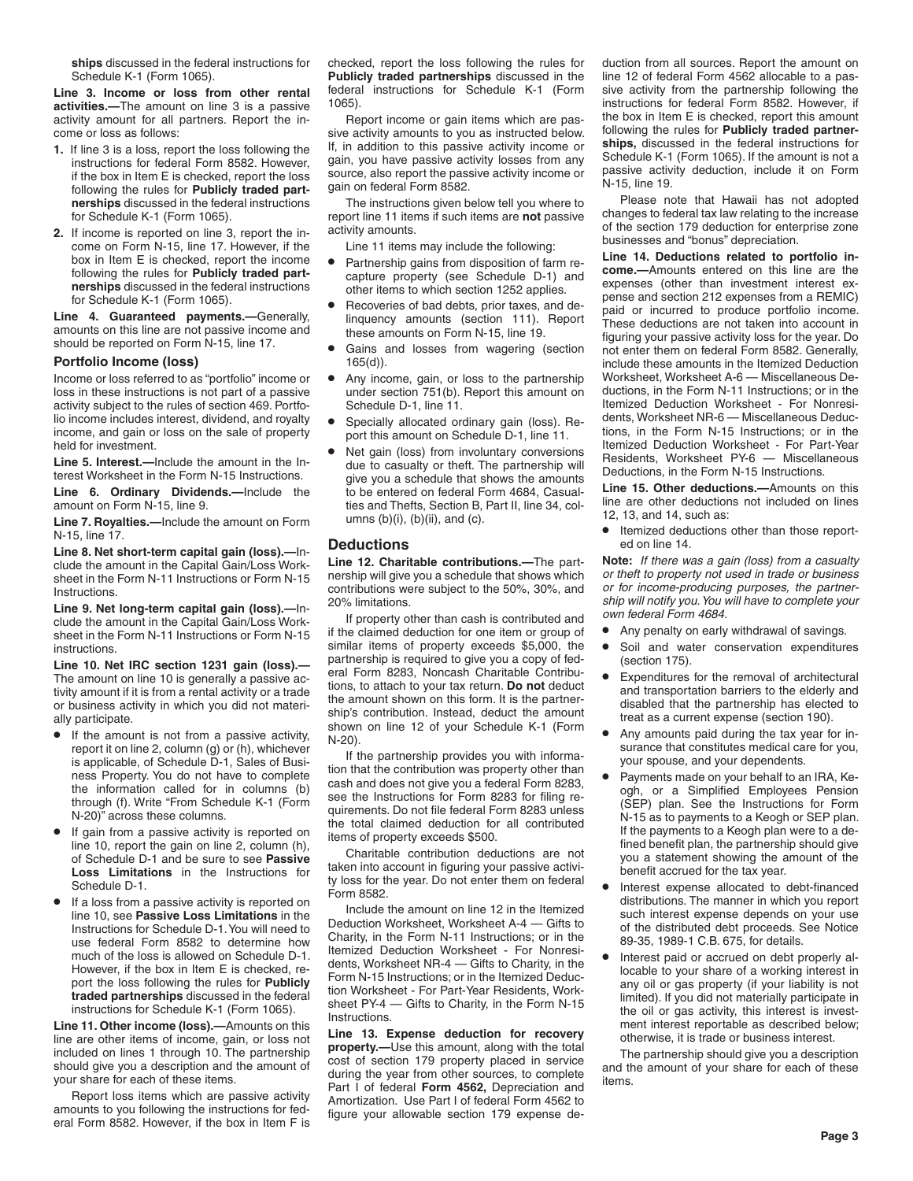**ships** discussed in the federal instructions for Schedule K-1 (Form 1065).

**Line 3. Income or loss from other rental activities.—**The amount on line 3 is a passive activity amount for all partners. Report the income or loss as follows:

1. If line 3 is a loss, report the loss following the instructions for federal Form 8582. However, if the box in Item E is checked, report the loss following the rules for **Publicly traded partnerships** discussed in the federal instructions for Schedule K-1 (Form 1065).
2. If income is reported on line 3, report the income on Form N-15, line 17. However, if the box in Item E is checked, report the income following the rules for **Publicly traded partnerships** discussed in the federal instructions for Schedule K-1 (Form 1065).

**Line 4. Guaranteed payments.—**Generally, amounts on this line are not passive income and should be reported on Form N-15, line 17.

### Portfolio Income (loss)

Income or loss referred to as "portfolio" income or loss in these instructions is not part of a passive activity subject to the rules of section 469. Portfolio income includes interest, dividend, and royalty income, and gain or loss on the sale of property held for investment.

**Line 5. Interest.—**Include the amount in the Interest Worksheet in the Form N-15 Instructions.

**Line 6. Ordinary Dividends.—**Include the amount on Form N-15, line 9.

**Line 7. Royalties.—**Include the amount on Form N-15, line 17.

**Line 8. Net short-term capital gain (loss).—**Include the amount in the Capital Gain/Loss Worksheet in the Form N-11 Instructions or Form N-15 Instructions.

**Line 9. Net long-term capital gain (loss).—**Include the amount in the Capital Gain/Loss Worksheet in the Form N-11 Instructions or Form N-15 instructions.

**Line 10. Net IRC section 1231 gain (loss).—** The amount on line 10 is generally a passive activity amount if it is from a rental activity or a trade or business activity in which you did not materially participate.

- If the amount is not from a passive activity, report it on line 2, column (g) or (h), whichever is applicable, of Schedule D-1, Sales of Business Property. You do not have to complete the information called for in columns (b) through (f). Write "From Schedule K-1 (Form N-20)" across these columns.
- If gain from a passive activity is reported on line 10, report the gain on line 2, column (h), of Schedule D-1 and be sure to see **Passive Loss Limitations** in the Instructions for Schedule D-1.
- If a loss from a passive activity is reported on line 10, see **Passive Loss Limitations** in the Instructions for Schedule D-1. You will need to use federal Form 8582 to determine how much of the loss is allowed on Schedule D-1. However, if the box in Item E is checked, report the loss following the rules for **Publicly traded partnerships** discussed in the federal instructions for Schedule K-1 (Form 1065).

**Line 11. Other income (loss).—**Amounts on this line are other items of income, gain, or loss not included on lines 1 through 10. The partnership should give you a description and the amount of your share for each of these items.

Report loss items which are passive activity amounts to you following the instructions for federal Form 8582. However, if the box in Item F is checked, report the loss following the rules for **Publicly traded partnerships** discussed in the federal instructions for Schedule K-1 (Form 1065).

Report income or gain items which are passive activity amounts to you as instructed below. If, in addition to this passive activity income or gain, you have passive activity losses from any source, also report the passive activity income or gain on federal Form 8582.

The instructions given below tell you where to report line 11 items if such items are **not** passive activity amounts.

Line 11 items may include the following:

- Partnership gains from disposition of farm recapture property (see Schedule D-1) and other items to which section 1252 applies.
- Recoveries of bad debts, prior taxes, and delinquency amounts (section 111). Report these amounts on Form N-15, line 19.
- Gains and losses from wagering (section 165(d)).
- Any income, gain, or loss to the partnership under section 751(b). Report this amount on Schedule D-1, line 11.
- Specially allocated ordinary gain (loss). Report this amount on Schedule D-1, line 11.
- Net gain (loss) from involuntary conversions due to casualty or theft. The partnership will give you a schedule that shows the amounts to be entered on federal Form 4684, Casualties and Thefts, Section B, Part II, line 34, columns (b)(i), (b)(ii), and (c).

## Deductions

**Line 12. Charitable contributions.—**The partnership will give you a schedule that shows which contributions were subject to the 50%, 30%, and 20% limitations.

If property other than cash is contributed and if the claimed deduction for one item or group of similar items of property exceeds $5,000, the partnership is required to give you a copy of federal Form 8283, Noncash Charitable Contributions, to attach to your tax return. **Do not** deduct the amount shown on this form. It is the partnership's contribution. Instead, deduct the amount shown on line 12 of your Schedule K-1 (Form N-20).

If the partnership provides you with information that the contribution was property other than cash and does not give you a federal Form 8283, see the Instructions for Form 8283 for filing requirements. Do not file federal Form 8283 unless the total claimed deduction for all contributed items of property exceeds $500.

Charitable contribution deductions are not taken into account in figuring your passive activity loss for the year. Do not enter them on federal Form 8582.

Include the amount on line 12 in the Itemized Deduction Worksheet, Worksheet A-4 — Gifts to Charity, in the Form N-11 Instructions; or in the Itemized Deduction Worksheet - For Nonresidents, Worksheet NR-4 — Gifts to Charity, in the Form N-15 Instructions; or in the Itemized Deduction Worksheet - For Part-Year Residents, Worksheet PY-4 — Gifts to Charity, in the Form N-15 Instructions.

**Line 13. Expense deduction for recovery property.—**Use this amount, along with the total cost of section 179 property placed in service during the year from other sources, to complete Part I of federal **Form 4562,** Depreciation and Amortization. Use Part I of federal Form 4562 to figure your allowable section 179 expense deduction from all sources. Report the amount on line 12 of federal Form 4562 allocable to a passive activity from the partnership following the instructions for federal Form 8582. However, if the box in Item E is checked, report this amount following the rules for **Publicly traded partnerships,** discussed in the federal instructions for Schedule K-1 (Form 1065). If the amount is not a passive activity deduction, include it on Form N-15, line 19.

Please note that Hawaii has not adopted changes to federal tax law relating to the increase of the section 179 deduction for enterprise zone businesses and "bonus" depreciation.

**Line 14. Deductions related to portfolio income.—**Amounts entered on this line are the expenses (other than investment interest expense and section 212 expenses from a REMIC) paid or incurred to produce portfolio income. These deductions are not taken into account in figuring your passive activity loss for the year. Do not enter them on federal Form 8582. Generally, include these amounts in the Itemized Deduction Worksheet, Worksheet A-6 — Miscellaneous Deductions, in the Form N-11 Instructions; or in the Itemized Deduction Worksheet - For Nonresidents, Worksheet NR-6 — Miscellaneous Deductions, in the Form N-15 Instructions; or in the Itemized Deduction Worksheet - For Part-Year Residents, Worksheet PY-6 — Miscellaneous Deductions, in the Form N-15 Instructions.

**Line 15. Other deductions.—**Amounts on this line are other deductions not included on lines 12, 13, and 14, such as:

- Itemized deductions other than those reported on line 14.

**Note:** *If there was a gain (loss) from a casualty or theft to property not used in trade or business or for income-producing purposes, the partnership will notify you. You will have to complete your own federal Form 4684.*

- Any penalty on early withdrawal of savings.
- Soil and water conservation expenditures (section 175).
- Expenditures for the removal of architectural and transportation barriers to the elderly and disabled that the partnership has elected to treat as a current expense (section 190).
- Any amounts paid during the tax year for insurance that constitutes medical care for you, your spouse, and your dependents.
- Payments made on your behalf to an IRA, Keogh, or a Simplified Employees Pension (SEP) plan. See the Instructions for Form N-15 as to payments to a Keogh or SEP plan. If the payments to a Keogh plan were to a defined benefit plan, the partnership should give you a statement showing the amount of the benefit accrued for the tax year.
- Interest expense allocated to debt-financed distributions. The manner in which you report such interest expense depends on your use of the distributed debt proceeds. See Notice 89-35, 1989-1 C.B. 675, for details.
- Interest paid or accrued on debt properly allocable to your share of a working interest in any oil or gas property (if your liability is not limited). If you did not materially participate in the oil or gas activity, this interest is investment interest reportable as described below; otherwise, it is trade or business interest.

The partnership should give you a description and the amount of your share for each of these items.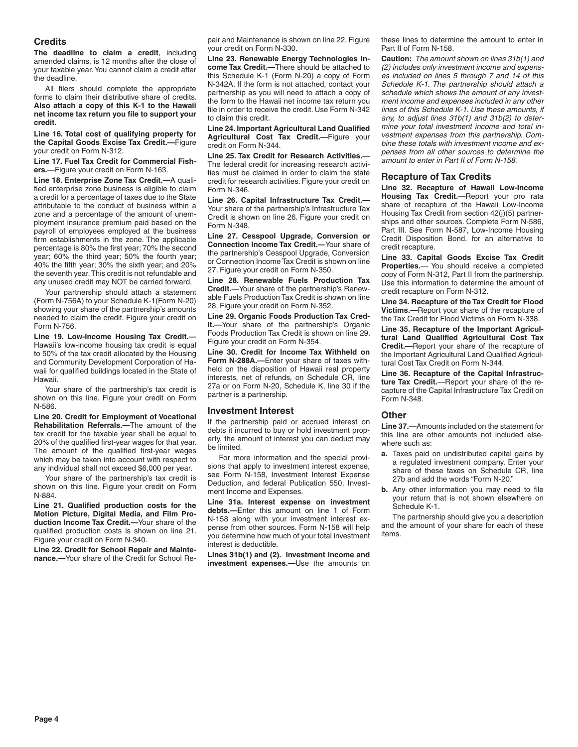## Credits

**The deadline to claim a credit**, including amended claims, is 12 months after the close of your taxable year. You cannot claim a credit after the deadline.

All filers should complete the appropriate forms to claim their distributive share of credits. **Also attach a copy of this K-1 to the Hawaii net income tax return you file to support your credit.**

**Line 16. Total cost of qualifying property for the Capital Goods Excise Tax Credit.—**Figure your credit on Form N-312.

**Line 17. Fuel Tax Credit for Commercial Fishers.—**Figure your credit on Form N-163.

**Line 18. Enterprise Zone Tax Credit.—**A qualified enterprise zone business is eligible to claim a credit for a percentage of taxes due to the State attributable to the conduct of business within a zone and a percentage of the amount of unemployment insurance premium paid based on the payroll of employees employed at the business firm establishments in the zone. The applicable percentage is 80% the first year; 70% the second year; 60% the third year; 50% the fourth year; 40% the fifth year; 30% the sixth year; and 20% the seventh year. This credit is not refundable and any unused credit may NOT be carried forward.

Your partnership should attach a statement (Form N-756A) to your Schedule K-1(Form N-20) showing your share of the partnership's amounts needed to claim the credit. Figure your credit on Form N-756.

**Line 19. Low-Income Housing Tax Credit.—** Hawaii's low-income housing tax credit is equal to 50% of the tax credit allocated by the Housing and Community Development Corporation of Hawaii for qualified buildings located in the State of Hawaii.

Your share of the partnership's tax credit is shown on this line. Figure your credit on Form N-586.

**Line 20. Credit for Employment of Vocational Rehabilitation Referrals.—**The amount of the tax credit for the taxable year shall be equal to 20% of the qualified first-year wages for that year. The amount of the qualified first-year wages which may be taken into account with respect to any individual shall not exceed $6,000 per year.

Your share of the partnership's tax credit is shown on this line. Figure your credit on Form N-884.

**Line 21. Qualified production costs for the Motion Picture, Digital Media, and Film Production Income Tax Credit.—**Your share of the qualified production costs is shown on line 21. Figure your credit on Form N-340.

**Line 22. Credit for School Repair and Maintenance.—**Your share of the Credit for School Repair and Maintenance is shown on line 22. Figure your credit on Form N-330.

**Line 23. Renewable Energy Technologies Income Tax Credit.—**There should be attached to this Schedule K-1 (Form N-20) a copy of Form N-342A. If the form is not attached, contact your partnership as you will need to attach a copy of the form to the Hawaii net income tax return you file in order to receive the credit. Use Form N-342 to claim this credit.

**Line 24. Important Agricultural Land Qualified Agricultural Cost Tax Credit.—**Figure your credit on Form N-344.

**Line 25. Tax Credit for Research Activities.—** The federal credit for increasing research activities must be claimed in order to claim the state credit for research activities. Figure your credit on Form N-346.

**Line 26. Capital Infrastructure Tax Credit.—** Your share of the partnership's Infrastructure Tax Credit is shown on line 26. Figure your credit on Form N-348.

**Line 27. Cesspool Upgrade, Conversion or Connection Income Tax Credit.—**Your share of the partnership's Cesspool Upgrade, Conversion or Connection Income Tax Credit is shown on line 27. Figure your credit on Form N-350.

**Line 28. Renewable Fuels Production Tax Credit.—**Your share of the partnership's Renewable Fuels Production Tax Credit is shown on line 28. Figure your credit on Form N-352.

**Line 29. Organic Foods Production Tax Credit.—**Your share of the partnership's Organic Foods Production Tax Credit is shown on line 29. Figure your credit on Form N-354.

**Line 30. Credit for Income Tax Withheld on Form N-288A.—**Enter your share of taxes withheld on the disposition of Hawaii real property interests, net of refunds, on Schedule CR, line 27a or on Form N-20, Schedule K, line 30 if the partner is a partnership.

## Investment Interest

If the partnership paid or accrued interest on debts it incurred to buy or hold investment property, the amount of interest you can deduct may be limited.

For more information and the special provisions that apply to investment interest expense, see Form N-158, Investment Interest Expense Deduction, and federal Publication 550, Investment Income and Expenses.

**Line 31a. Interest expense on investment debts.—**Enter this amount on line 1 of Form N-158 along with your investment interest expense from other sources. Form N-158 will help you determine how much of your total investment interest is deductible.

**Lines 31b(1) and (2). Investment income and investment expenses.—**Use the amounts on these lines to determine the amount to enter in Part II of Form N-158.

**Caution:** *The amount shown on lines 31b(1) and (2) includes only investment income and expenses included on lines 5 through 7 and 14 of this Schedule K-1. The partnership should attach a schedule which shows the amount of any investment income and expenses included in any other lines of this Schedule K-1. Use these amounts, if any, to adjust lines 31b(1) and 31b(2) to determine your total investment income and total investment expenses from this partnership. Combine these totals with investment income and expenses from all other sources to determine the amount to enter in Part II of Form N-158.*

## Recapture of Tax Credits

**Line 32. Recapture of Hawaii Low-Income Housing Tax Credit.**—Report your pro rata share of recapture of the Hawaii Low-Income Housing Tax Credit from section 42(j)(5) partnerships and other sources. Complete Form N-586, Part III. See Form N-587, Low-Income Housing Credit Disposition Bond, for an alternative to credit recapture.

**Line 33. Capital Goods Excise Tax Credit Properties.**— You should receive a completed copy of Form N-312, Part II from the partnership. Use this information to determine the amount of credit recapture on Form N-312.

**Line 34. Recapture of the Tax Credit for Flood Victims.—**Report your share of the recapture of the Tax Credit for Flood Victims on Form N-338.

**Line 35. Recapture of the Important Agricultural Land Qualified Agricultural Cost Tax Credit.—**Report your share of the recapture of the Important Agricultural Land Qualified Agricultural Cost Tax Credit on Form N-344.

**Line 36. Recapture of the Capital Infrastructure Tax Credit.**—Report your share of the recapture of the Capital Infrastructure Tax Credit on Form N-348.

## Other

**Line 37.**—Amounts included on the statement for this line are other amounts not included elsewhere such as:

**a.** Taxes paid on undistributed capital gains by a regulated investment company. Enter your share of these taxes on Schedule CR, line 27b and add the words "Form N-20."

**b.** Any other information you may need to file your return that is not shown elsewhere on Schedule K-1.

The partnership should give you a description and the amount of your share for each of these items.